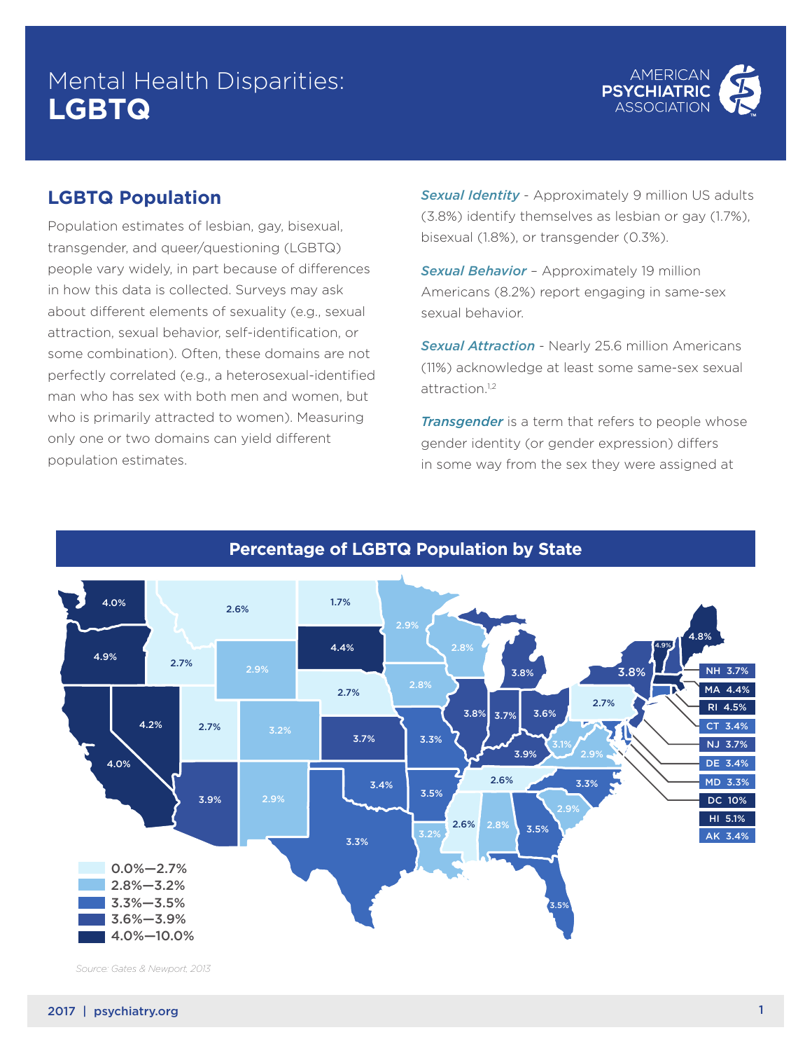# Mental Health Disparities: **LGBTQ**

AMERICAN PSYCHIATRIC ASSOCIATION

## LGBTQ Population

Population estimates of lesbian, gay, bisexual, transgender, and queer/questioning (LGBTQ) people vary widely, in part because of differences in how this data is collected. Surveys may ask about different elements of sexuality (e.g., sexual attraction, sexual behavior, self-identification, or some combination). Often, these domains are not perfectly correlated (e.g., a heterosexual-identified man who has sex with both men and women, but who is primarily attracted to women). Measuring only one or two domains can yield different population estimates.

*Sexual Identity* - Approximately 9 million US adults (3.8%) identify themselves as lesbian or gay (1.7%), bisexual (1.8%), or transgender (0.3%).

*Sexual Behavior* – Approximately 19 million Americans (8.2%) report engaging in same-sex sexual behavior.

*Sexual Attraction* - Nearly 25.6 million Americans (11%) acknowledge at least some same-sex sexual attraction.[1,2]

*Transgender* is a term that refers to people whose gender identity (or gender expression) differs in some way from the sex they were assigned at

### Percentage of LGBTQ Population by State

| State | Percentage |
|---|---|
| WA | 4.0% |
| OR | 4.9% |
| CA | 4.0% |
| NV | 4.2% |
| ID | 2.7% |
| MT | 2.6% |
| WY | 2.9% |
| UT | 2.7% |
| CO | 3.2% |
| AZ | 3.9% |
| NM | 2.9% |
| ND | 1.7% |
| SD | 4.4% |
| NE | 2.7% |
| KS | 3.7% |
| OK | 3.4% |
| TX | 3.3% |
| MN | 2.9% |
| IA | 2.8% |
| MO | 3.3% |
| AR | 3.5% |
| LA | 3.2% |
| WI | 2.8% |
| IL | 3.8% |
| MI | 3.8% |
| IN | 3.7% |
| OH | 3.6% |
| KY | 3.9% |
| TN | 2.6% |
| MS | 2.6% |
| AL | 2.8% |
| GA | 3.5% |
| FL | 3.5% |
| SC | 2.9% |
| NC | 3.3% |
| VA | 2.9% |
| WV | 3.1% |
| PA | 2.7% |
| NY | 3.8% |
| VT | 4.9% |
| ME | 4.8% |
| NH | 3.7% |
| MA | 4.4% |
| RI | 4.5% |
| CT | 3.4% |
| NJ | 3.7% |
| DE | 3.4% |
| MD | 3.3% |
| DC | 10% |
| HI | 5.1% |
| AK | 3.4% |

Legend: 0.0%—2.7%; 2.8%—3.2%; 3.3%—3.5%; 3.6%—3.9%; 4.0%—10.0%

*Source: Gates & Newport, 2013*

2017 | psychiatry.org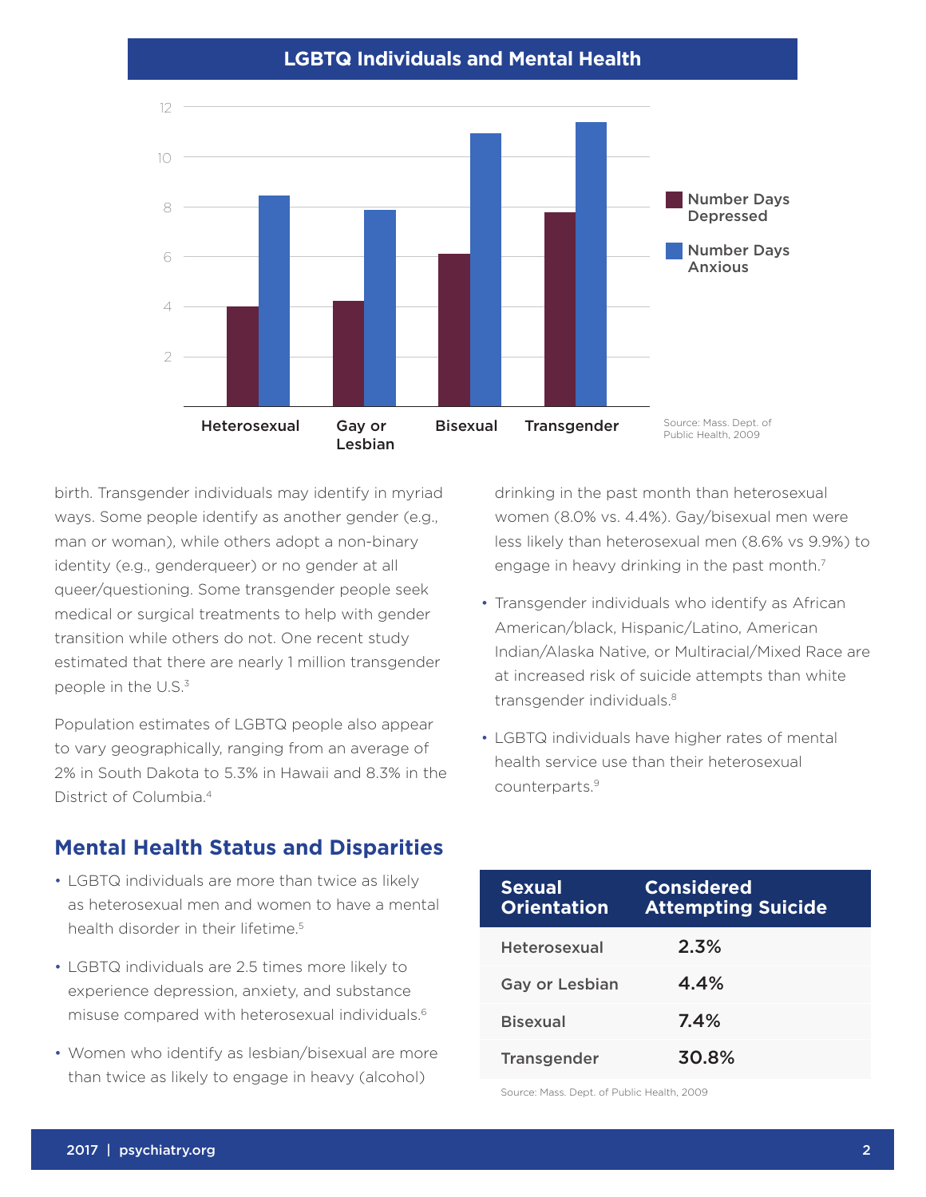## LGBTQ Individuals and Mental Health

| | Number Days Depressed | Number Days Anxious |
|---|---|---|
| Heterosexual | 4 | 8.5 |
| Gay or Lesbian | 4.2 | 7.9 |
| Bisexual | 6.1 | 11 |
| Transgender | 7.8 | 11.4 |

Source: Mass. Dept. of Public Health, 2009

birth. Transgender individuals may identify in myriad ways. Some people identify as another gender (e.g., man or woman), while others adopt a non-binary identity (e.g., genderqueer) or no gender at all queer/questioning. Some transgender people seek medical or surgical treatments to help with gender transition while others do not. One recent study estimated that there are nearly 1 million transgender people in the U.S.[3]

Population estimates of LGBTQ people also appear to vary geographically, ranging from an average of 2% in South Dakota to 5.3% in Hawaii and 8.3% in the District of Columbia.[4]

## Mental Health Status and Disparities

- LGBTQ individuals are more than twice as likely as heterosexual men and women to have a mental health disorder in their lifetime.[5]
- LGBTQ individuals are 2.5 times more likely to experience depression, anxiety, and substance misuse compared with heterosexual individuals.[6]
- Women who identify as lesbian/bisexual are more than twice as likely to engage in heavy (alcohol) drinking in the past month than heterosexual women (8.0% vs. 4.4%). Gay/bisexual men were less likely than heterosexual men (8.6% vs 9.9%) to engage in heavy drinking in the past month.[7]
- Transgender individuals who identify as African American/black, Hispanic/Latino, American Indian/Alaska Native, or Multiracial/Mixed Race are at increased risk of suicide attempts than white transgender individuals.[8]
- LGBTQ individuals have higher rates of mental health service use than their heterosexual counterparts.[9]

| Sexual Orientation | Considered Attempting Suicide |
|---|---|
| Heterosexual | 2.3% |
| Gay or Lesbian | 4.4% |
| Bisexual | 7.4% |
| Transgender | 30.8% |

Source: Mass. Dept. of Public Health, 2009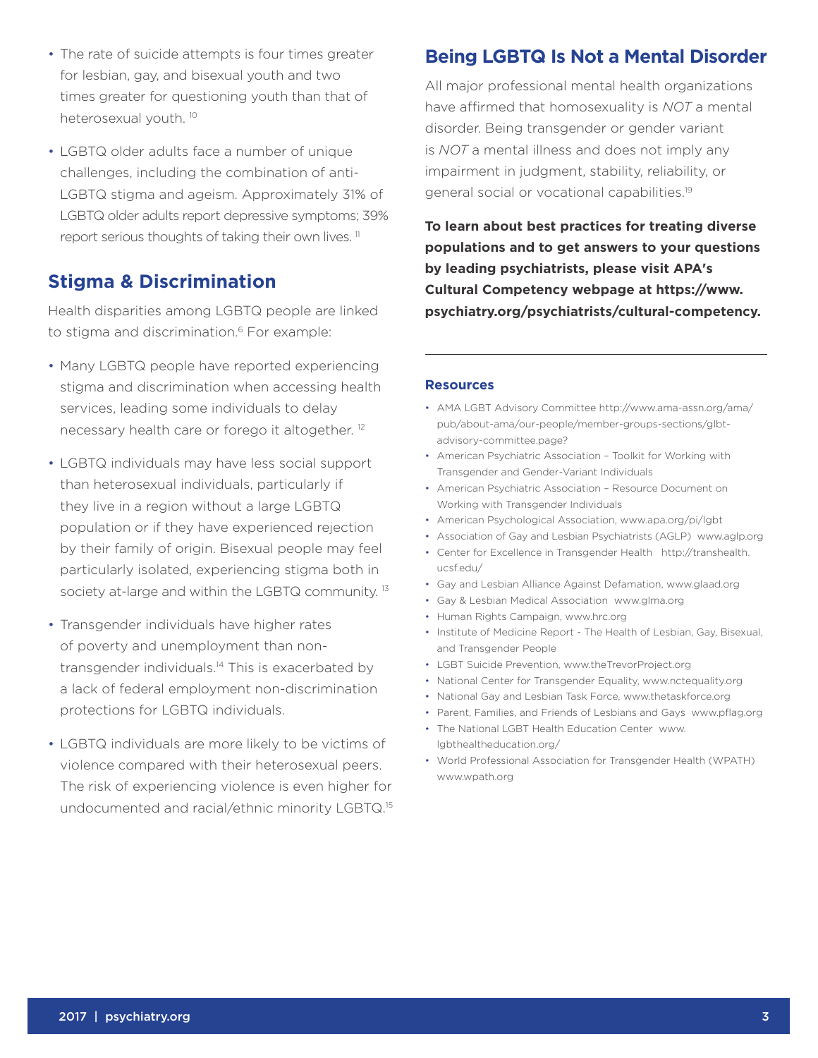- The rate of suicide attempts is four times greater for lesbian, gay, and bisexual youth and two times greater for questioning youth than that of heterosexual youth. [10]
- LGBTQ older adults face a number of unique challenges, including the combination of anti-LGBTQ stigma and ageism. Approximately 31% of LGBTQ older adults report depressive symptoms; 39% report serious thoughts of taking their own lives. [11]

## Stigma & Discrimination

Health disparities among LGBTQ people are linked to stigma and discrimination.[6] For example:

- Many LGBTQ people have reported experiencing stigma and discrimination when accessing health services, leading some individuals to delay necessary health care or forego it altogether. [12]
- LGBTQ individuals may have less social support than heterosexual individuals, particularly if they live in a region without a large LGBTQ population or if they have experienced rejection by their family of origin. Bisexual people may feel particularly isolated, experiencing stigma both in society at-large and within the LGBTQ community. [13]
- Transgender individuals have higher rates of poverty and unemployment than non-transgender individuals.[14] This is exacerbated by a lack of federal employment non-discrimination protections for LGBTQ individuals.
- LGBTQ individuals are more likely to be victims of violence compared with their heterosexual peers. The risk of experiencing violence is even higher for undocumented and racial/ethnic minority LGBTQ.[15]

## Being LGBTQ Is Not a Mental Disorder

All major professional mental health organizations have affirmed that homosexuality is *NOT* a mental disorder. Being transgender or gender variant is *NOT* a mental illness and does not imply any impairment in judgment, stability, reliability, or general social or vocational capabilities.[19]

**To learn about best practices for treating diverse populations and to get answers to your questions by leading psychiatrists, please visit APA's Cultural Competency webpage at https://www.psychiatry.org/psychiatrists/cultural-competency.**

---

### Resources

- AMA LGBT Advisory Committee http://www.ama-assn.org/ama/pub/about-ama/our-people/member-groups-sections/glbt-advisory-committee.page?
- American Psychiatric Association – Toolkit for Working with Transgender and Gender-Variant Individuals
- American Psychiatric Association – Resource Document on Working with Transgender Individuals
- American Psychological Association, www.apa.org/pi/lgbt
- Association of Gay and Lesbian Psychiatrists (AGLP) www.aglp.org
- Center for Excellence in Transgender Health http://transhealth.ucsf.edu/
- Gay and Lesbian Alliance Against Defamation, www.glaad.org
- Gay & Lesbian Medical Association www.glma.org
- Human Rights Campaign, www.hrc.org
- Institute of Medicine Report - The Health of Lesbian, Gay, Bisexual, and Transgender People
- LGBT Suicide Prevention, www.theTrevorProject.org
- National Center for Transgender Equality, www.nctequality.org
- National Gay and Lesbian Task Force, www.thetaskforce.org
- Parent, Families, and Friends of Lesbians and Gays www.pflag.org
- The National LGBT Health Education Center www.lgbthealtheducation.org/
- World Professional Association for Transgender Health (WPATH) www.wpath.org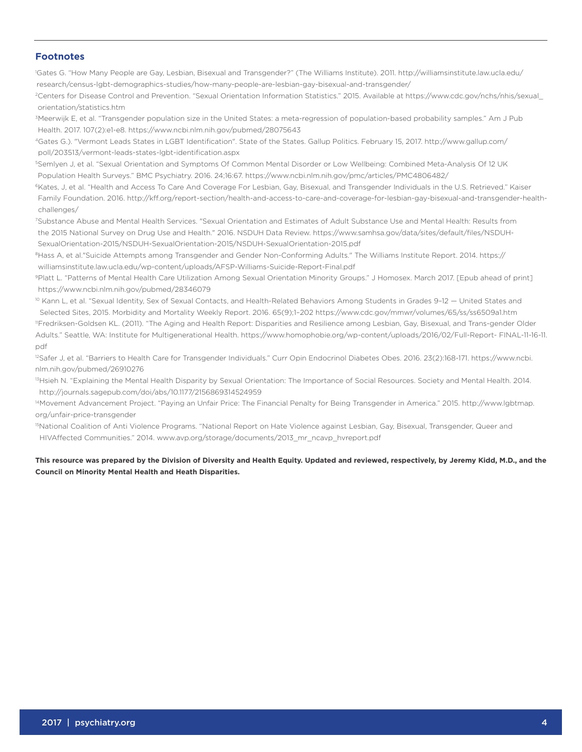## Footnotes

[1]Gates G. "How Many People are Gay, Lesbian, Bisexual and Transgender?" (The Williams Institute). 2011. http://williamsinstitute.law.ucla.edu/research/census-lgbt-demographics-studies/how-many-people-are-lesbian-gay-bisexual-and-transgender/

[2]Centers for Disease Control and Prevention. "Sexual Orientation Information Statistics." 2015. Available at https://www.cdc.gov/nchs/nhis/sexual_orientation/statistics.htm

[3]Meerwijk E, et al. "Transgender population size in the United States: a meta-regression of population-based probability samples." Am J Pub Health. 2017. 107(2):e1-e8. https://www.ncbi.nlm.nih.gov/pubmed/28075643

[4]Gates G.). "Vermont Leads States in LGBT Identification". State of the States. Gallup Politics. February 15, 2017. http://www.gallup.com/poll/203513/vermont-leads-states-lgbt-identification.aspx

[5]Semlyen J, et al. "Sexual Orientation and Symptoms Of Common Mental Disorder or Low Wellbeing: Combined Meta-Analysis Of 12 UK Population Health Surveys." BMC Psychiatry. 2016. 24;16:67. https://www.ncbi.nlm.nih.gov/pmc/articles/PMC4806482/

[6]Kates, J, et al. "Health and Access To Care And Coverage For Lesbian, Gay, Bisexual, and Transgender Individuals in the U.S. Retrieved." Kaiser Family Foundation. 2016. http://kff.org/report-section/health-and-access-to-care-and-coverage-for-lesbian-gay-bisexual-and-transgender-health-challenges/

[7]Substance Abuse and Mental Health Services. "Sexual Orientation and Estimates of Adult Substance Use and Mental Health: Results from the 2015 National Survey on Drug Use and Health." 2016. NSDUH Data Review. https://www.samhsa.gov/data/sites/default/files/NSDUH-SexualOrientation-2015/NSDUH-SexualOrientation-2015/NSDUH-SexualOrientation-2015.pdf

[8]Hass A, et al."Suicide Attempts among Transgender and Gender Non-Conforming Adults." The Williams Institute Report. 2014. https://williamsinstitute.law.ucla.edu/wp-content/uploads/AFSP-Williams-Suicide-Report-Final.pdf

[9]Platt L. "Patterns of Mental Health Care Utilization Among Sexual Orientation Minority Groups." J Homosex. March 2017. [Epub ahead of print] https://www.ncbi.nlm.nih.gov/pubmed/28346079

[10] Kann L, et al. "Sexual Identity, Sex of Sexual Contacts, and Health-Related Behaviors Among Students in Grades 9–12 — United States and Selected Sites, 2015. Morbidity and Mortality Weekly Report. 2016. 65(9);1–202 https://www.cdc.gov/mmwr/volumes/65/ss/ss6509a1.htm

[11]Fredriksen-Goldsen KL. (2011). "The Aging and Health Report: Disparities and Resilience among Lesbian, Gay, Bisexual, and Trans-gender Older Adults." Seattle, WA: Institute for Multigenerational Health. https://www.homophobie.org/wp-content/uploads/2016/02/Full-Report- FINAL-11-16-11.pdf

[12]Safer J, et al. "Barriers to Health Care for Transgender Individuals." Curr Opin Endocrinol Diabetes Obes. 2016. 23(2):168-171. https://www.ncbi.nlm.nih.gov/pubmed/26910276

[13]Hsieh N. "Explaining the Mental Health Disparity by Sexual Orientation: The Importance of Social Resources. Society and Mental Health. 2014. http://journals.sagepub.com/doi/abs/10.1177/2156869314524959

[14]Movement Advancement Project. "Paying an Unfair Price: The Financial Penalty for Being Transgender in America." 2015. http://www.lgbtmap.org/unfair-price-transgender

[15]National Coalition of Anti Violence Programs. "National Report on Hate Violence against Lesbian, Gay, Bisexual, Transgender, Queer and HIVAffected Communities." 2014. www.avp.org/storage/documents/2013_mr_ncavp_hvreport.pdf

**This resource was prepared by the Division of Diversity and Health Equity. Updated and reviewed, respectively, by Jeremy Kidd, M.D., and the Council on Minority Mental Health and Heath Disparities.**